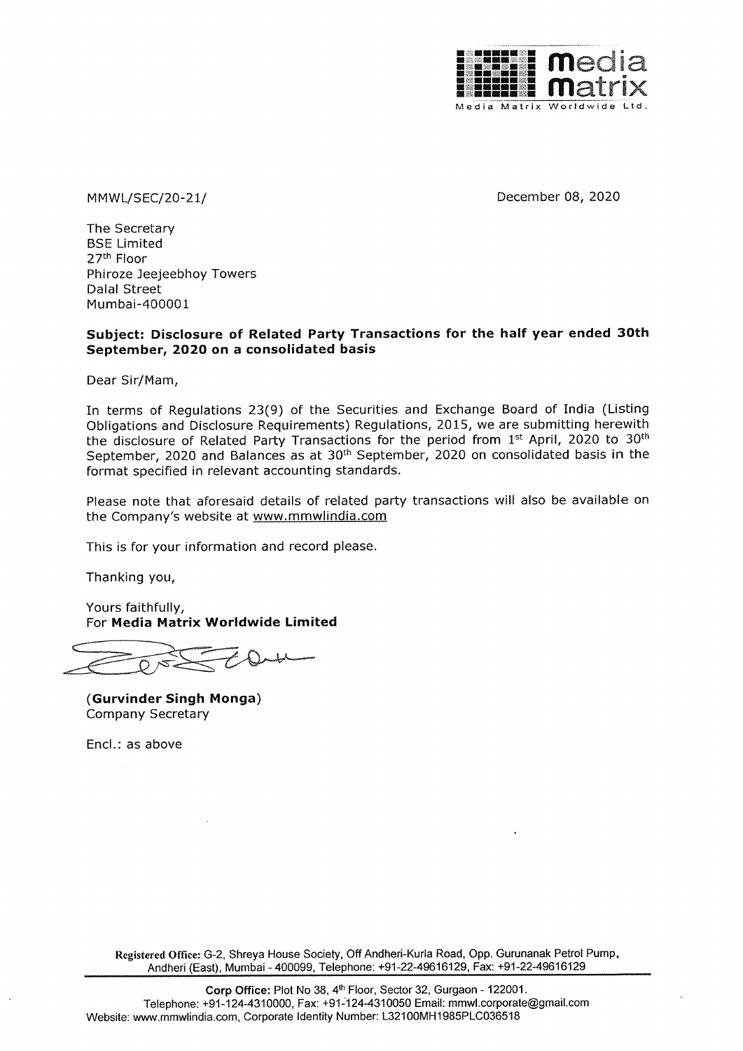media matrix
Media Matrix Worldwide Ltd.

MMWL/SEC/20-21/

December 08, 2020

The Secretary
BSE Limited
27th Floor
Phiroze Jeejeebhoy Towers
Dalal Street
Mumbai-400001

**Subject: Disclosure of Related Party Transactions for the half year ended 30th September, 2020 on a consolidated basis**

Dear Sir/Mam,

In terms of Regulations 23(9) of the Securities and Exchange Board of India (Listing Obligations and Disclosure Requirements) Regulations, 2015, we are submitting herewith the disclosure of Related Party Transactions for the period from 1st April, 2020 to 30th September, 2020 and Balances as at 30th September, 2020 on consolidated basis in the format specified in relevant accounting standards.

Please note that aforesaid details of related party transactions will also be available on the Company's website at www.mmwlindia.com

This is for your information and record please.

Thanking you,

Yours faithfully,
For **Media Matrix Worldwide Limited**

(**Gurvinder Singh Monga**)
Company Secretary

Encl.: as above

**Registered Office:** G-2, Shreya House Society, Off Andheri-Kurla Road, Opp. Gurunanak Petrol Pump, Andheri (East), Mumbai - 400099, Telephone: +91-22-49616129, Fax: +91-22-49616129

**Corp Office:** Plot No 38, 4th Floor, Sector 32, Gurgaon - 122001.
Telephone: +91-124-4310000, Fax: +91-124-4310050 Email: mmwl.corporate@gmail.com
Website: www.mmwlindia.com, Corporate Identity Number: L32100MH1985PLC036518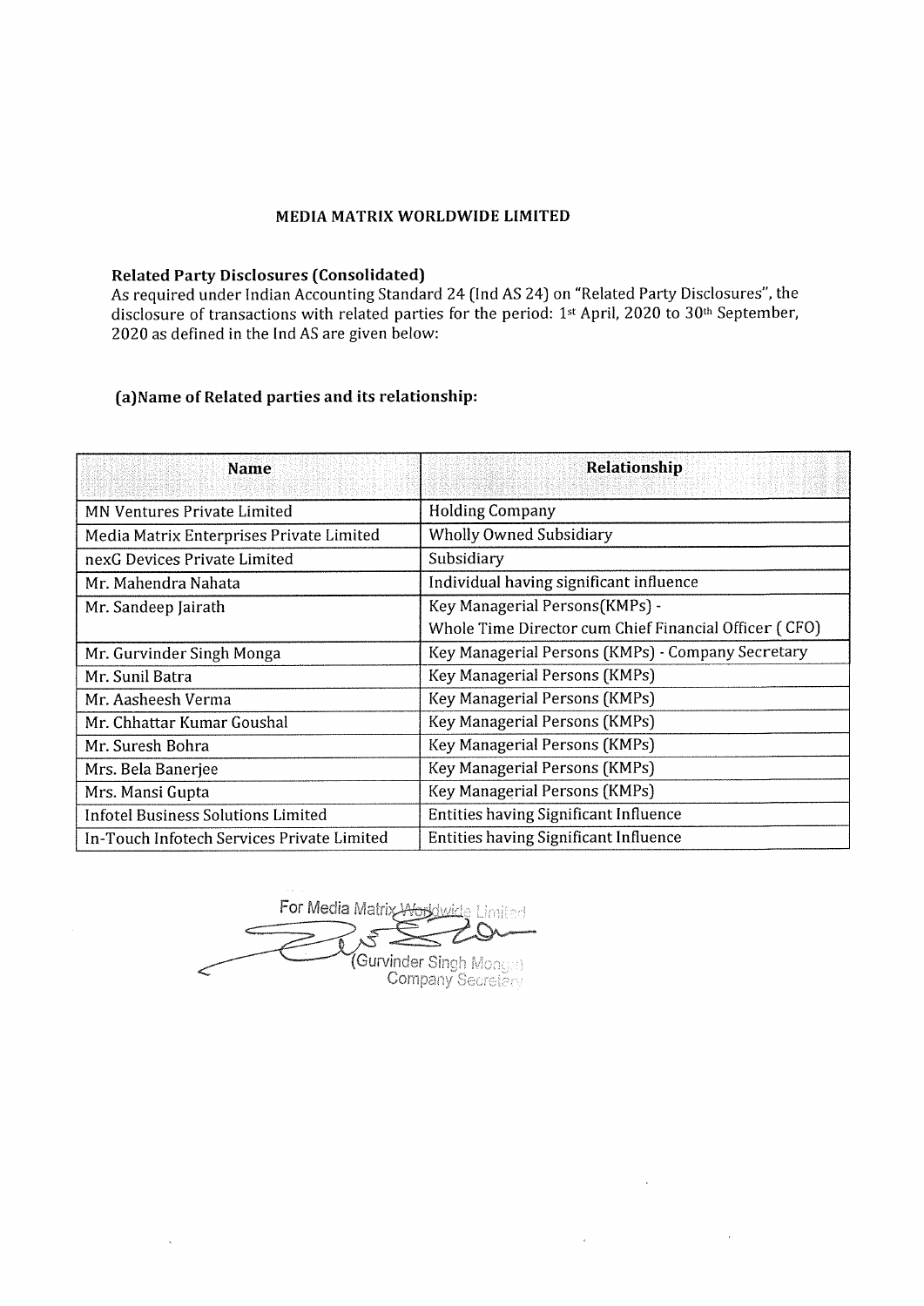# MEDIA MATRIX WORLDWIDE LIMITED

## Related Party Disclosures (Consolidated)

As required under Indian Accounting Standard 24 (Ind AS 24) on "Related Party Disclosures", the disclosure of transactions with related parties for the period: 1st April, 2020 to 30th September, 2020 as defined in the Ind AS are given below:

### (a)Name of Related parties and its relationship:

| Name | Relationship |
|---|---|
| MN Ventures Private Limited | Holding Company |
| Media Matrix Enterprises Private Limited | Wholly Owned Subsidiary |
| nexG Devices Private Limited | Subsidiary |
| Mr. Mahendra Nahata | Individual having significant influence |
| Mr. Sandeep Jairath | Key Managerial Persons(KMPs) - Whole Time Director cum Chief Financial Officer ( CFO) |
| Mr. Gurvinder Singh Monga | Key Managerial Persons (KMPs) - Company Secretary |
| Mr. Sunil Batra | Key Managerial Persons (KMPs) |
| Mr. Aasheesh Verma | Key Managerial Persons (KMPs) |
| Mr. Chhattar Kumar Goushal | Key Managerial Persons (KMPs) |
| Mr. Suresh Bohra | Key Managerial Persons (KMPs) |
| Mrs. Bela Banerjee | Key Managerial Persons (KMPs) |
| Mrs. Mansi Gupta | Key Managerial Persons (KMPs) |
| Infotel Business Solutions Limited | Entities having Significant Influence |
| In-Touch Infotech Services Private Limited | Entities having Significant Influence |

For Media Matrix Worldwide Limited

(Gurvinder Singh Monga)
Company Secretary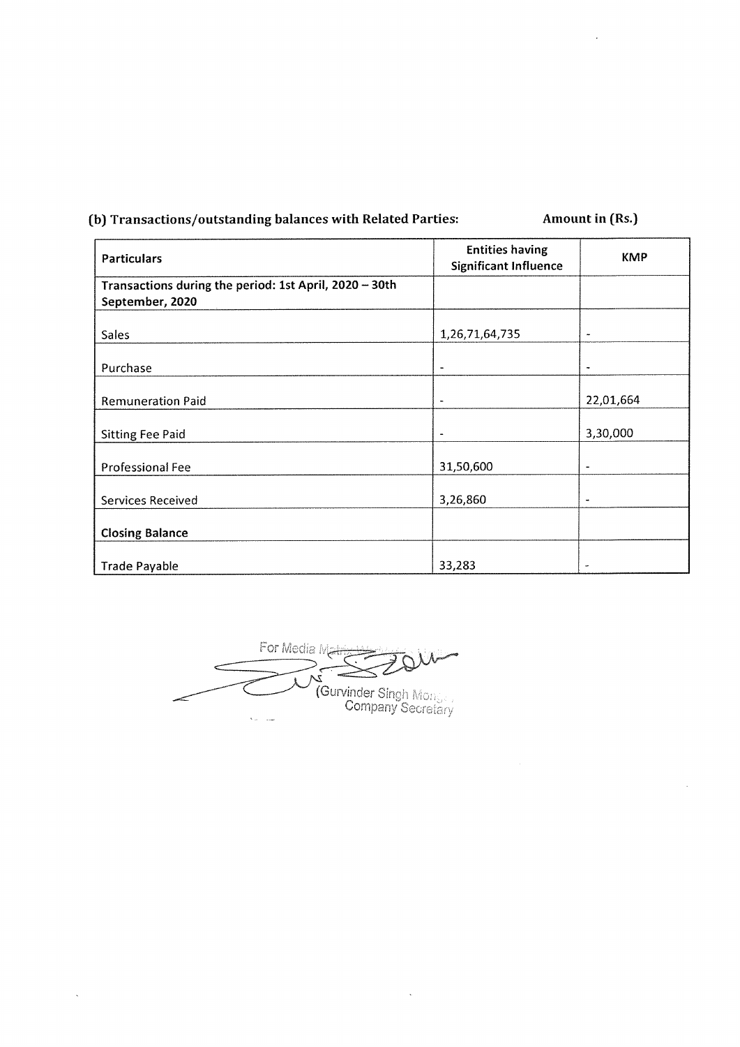**(b) Transactions/outstanding balances with Related Parties:** **Amount in (Rs.)**

| Particulars | Entities having Significant Influence | KMP |
|---|---|---|
| **Transactions during the period: 1st April, 2020 – 30th September, 2020** | | |
| Sales | 1,26,71,64,735 | - |
| Purchase | - | - |
| Remuneration Paid | - | 22,01,664 |
| Sitting Fee Paid | - | 3,30,000 |
| Professional Fee | 31,50,600 | - |
| Services Received | 3,26,860 | - |
| **Closing Balance** | | |
| Trade Payable | 33,283 | - |

For Media Matrix Worldwide Ltd.

(Gurvinder Singh Monga)
Company Secretary